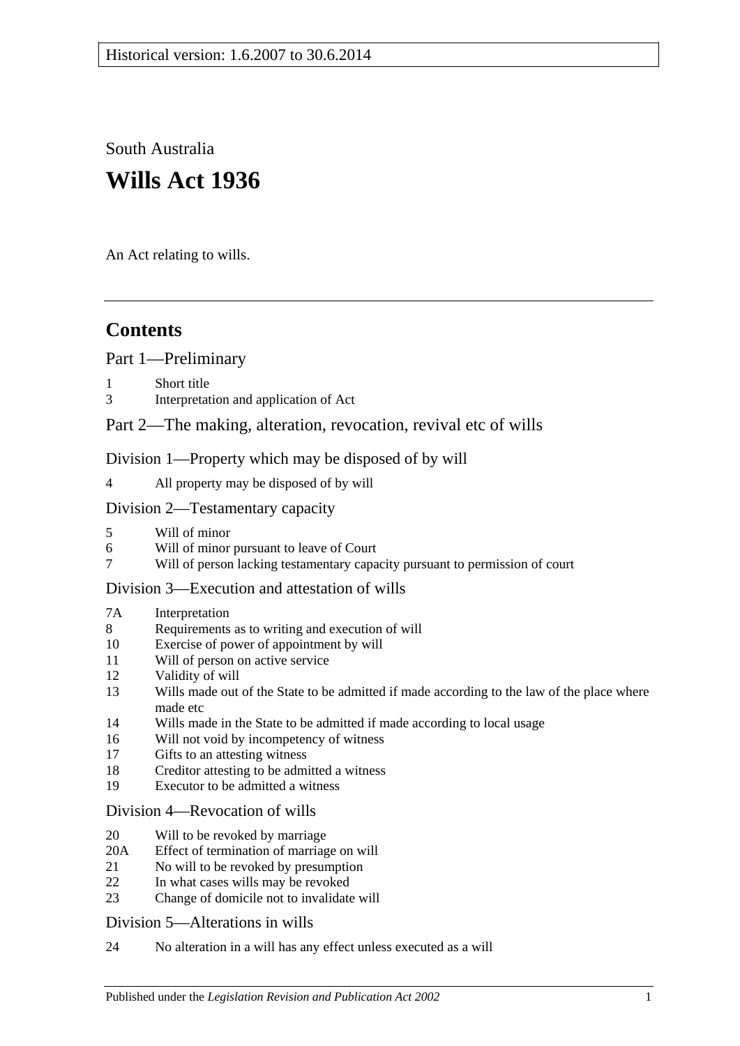Historical version: 1.6.2007 to 30.6.2014

South Australia

# Wills Act 1936

An Act relating to wills.

## Contents

Part 1—Preliminary

1 Short title
3 Interpretation and application of Act

Part 2—The making, alteration, revocation, revival etc of wills

Division 1—Property which may be disposed of by will

4 All property may be disposed of by will

Division 2—Testamentary capacity

5 Will of minor
6 Will of minor pursuant to leave of Court
7 Will of person lacking testamentary capacity pursuant to permission of court

Division 3—Execution and attestation of wills

7A Interpretation
8 Requirements as to writing and execution of will
10 Exercise of power of appointment by will
11 Will of person on active service
12 Validity of will
13 Wills made out of the State to be admitted if made according to the law of the place where made etc
14 Wills made in the State to be admitted if made according to local usage
16 Will not void by incompetency of witness
17 Gifts to an attesting witness
18 Creditor attesting to be admitted a witness
19 Executor to be admitted a witness

Division 4—Revocation of wills

20 Will to be revoked by marriage
20A Effect of termination of marriage on will
21 No will to be revoked by presumption
22 In what cases wills may be revoked
23 Change of domicile not to invalidate will

Division 5—Alterations in wills

24 No alteration in a will has any effect unless executed as a will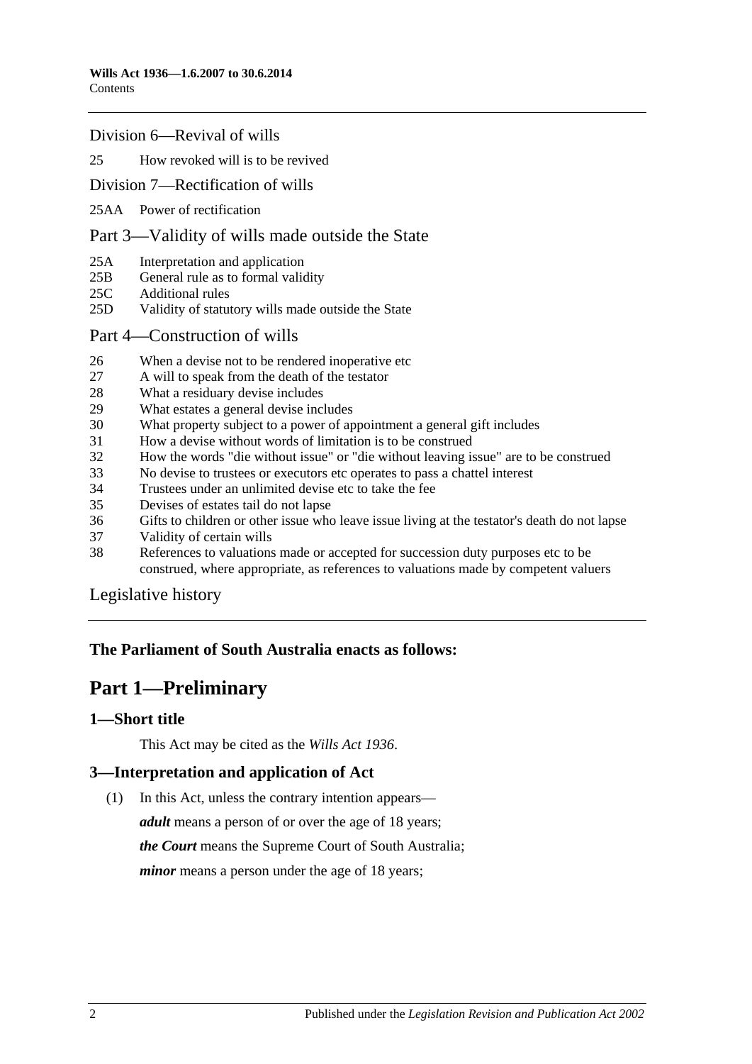Division 6—Revival of wills

25 How revoked will is to be revived

Division 7—Rectification of wills

25AA Power of rectification

Part 3—Validity of wills made outside the State

25A Interpretation and application
25B General rule as to formal validity
25C Additional rules
25D Validity of statutory wills made outside the State

Part 4—Construction of wills

26 When a devise not to be rendered inoperative etc
27 A will to speak from the death of the testator
28 What a residuary devise includes
29 What estates a general devise includes
30 What property subject to a power of appointment a general gift includes
31 How a devise without words of limitation is to be construed
32 How the words "die without issue" or "die without leaving issue" are to be construed
33 No devise to trustees or executors etc operates to pass a chattel interest
34 Trustees under an unlimited devise etc to take the fee
35 Devises of estates tail do not lapse
36 Gifts to children or other issue who leave issue living at the testator's death do not lapse
37 Validity of certain wills
38 References to valuations made or accepted for succession duty purposes etc to be construed, where appropriate, as references to valuations made by competent valuers

Legislative history

**The Parliament of South Australia enacts as follows:**

# Part 1—Preliminary

## 1—Short title

This Act may be cited as the *Wills Act 1936*.

## 3—Interpretation and application of Act

(1) In this Act, unless the contrary intention appears—

***adult*** means a person of or over the age of 18 years;

***the Court*** means the Supreme Court of South Australia;

***minor*** means a person under the age of 18 years;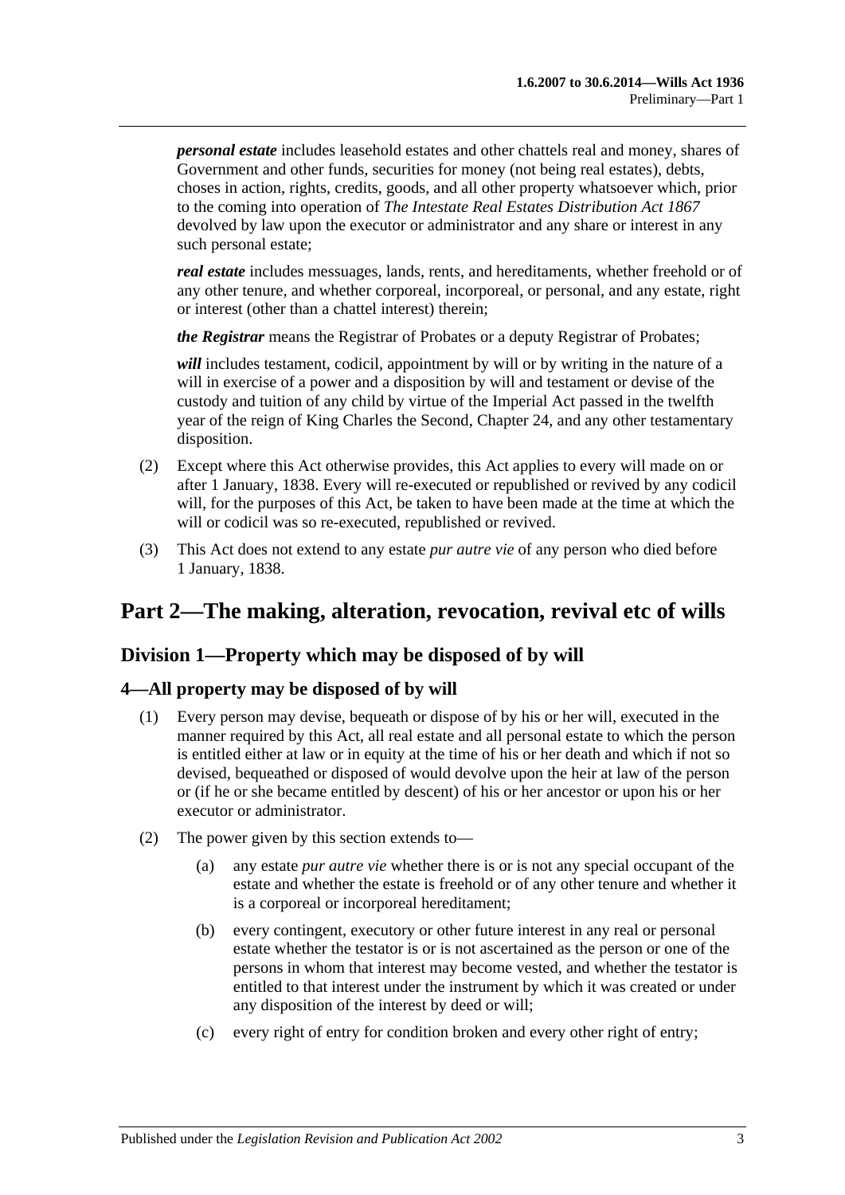***personal estate*** includes leasehold estates and other chattels real and money, shares of Government and other funds, securities for money (not being real estates), debts, choses in action, rights, credits, goods, and all other property whatsoever which, prior to the coming into operation of *The Intestate Real Estates Distribution Act 1867* devolved by law upon the executor or administrator and any share or interest in any such personal estate;

***real estate*** includes messuages, lands, rents, and hereditaments, whether freehold or of any other tenure, and whether corporeal, incorporeal, or personal, and any estate, right or interest (other than a chattel interest) therein;

***the Registrar*** means the Registrar of Probates or a deputy Registrar of Probates;

***will*** includes testament, codicil, appointment by will or by writing in the nature of a will in exercise of a power and a disposition by will and testament or devise of the custody and tuition of any child by virtue of the Imperial Act passed in the twelfth year of the reign of King Charles the Second, Chapter 24, and any other testamentary disposition.

(2) Except where this Act otherwise provides, this Act applies to every will made on or after 1 January, 1838. Every will re-executed or republished or revived by any codicil will, for the purposes of this Act, be taken to have been made at the time at which the will or codicil was so re-executed, republished or revived.

(3) This Act does not extend to any estate *pur autre vie* of any person who died before 1 January, 1838.

# Part 2—The making, alteration, revocation, revival etc of wills

## Division 1—Property which may be disposed of by will

### 4—All property may be disposed of by will

(1) Every person may devise, bequeath or dispose of by his or her will, executed in the manner required by this Act, all real estate and all personal estate to which the person is entitled either at law or in equity at the time of his or her death and which if not so devised, bequeathed or disposed of would devolve upon the heir at law of the person or (if he or she became entitled by descent) of his or her ancestor or upon his or her executor or administrator.

(2) The power given by this section extends to—

(a) any estate *pur autre vie* whether there is or is not any special occupant of the estate and whether the estate is freehold or of any other tenure and whether it is a corporeal or incorporeal hereditament;

(b) every contingent, executory or other future interest in any real or personal estate whether the testator is or is not ascertained as the person or one of the persons in whom that interest may become vested, and whether the testator is entitled to that interest under the instrument by which it was created or under any disposition of the interest by deed or will;

(c) every right of entry for condition broken and every other right of entry;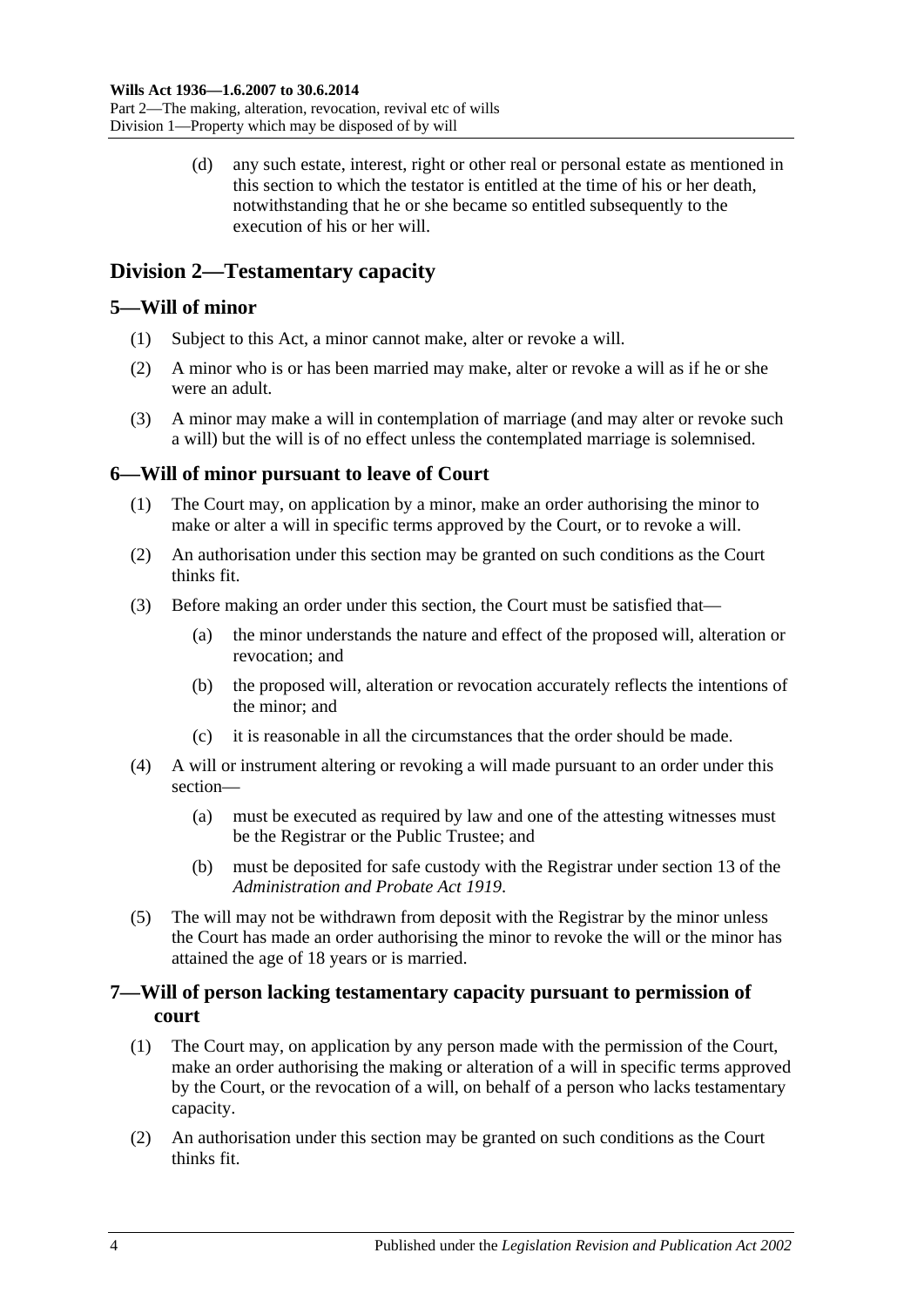(d) any such estate, interest, right or other real or personal estate as mentioned in this section to which the testator is entitled at the time of his or her death, notwithstanding that he or she became so entitled subsequently to the execution of his or her will.

## Division 2—Testamentary capacity

### 5—Will of minor

(1) Subject to this Act, a minor cannot make, alter or revoke a will.

(2) A minor who is or has been married may make, alter or revoke a will as if he or she were an adult.

(3) A minor may make a will in contemplation of marriage (and may alter or revoke such a will) but the will is of no effect unless the contemplated marriage is solemnised.

### 6—Will of minor pursuant to leave of Court

(1) The Court may, on application by a minor, make an order authorising the minor to make or alter a will in specific terms approved by the Court, or to revoke a will.

(2) An authorisation under this section may be granted on such conditions as the Court thinks fit.

(3) Before making an order under this section, the Court must be satisfied that—

(a) the minor understands the nature and effect of the proposed will, alteration or revocation; and

(b) the proposed will, alteration or revocation accurately reflects the intentions of the minor; and

(c) it is reasonable in all the circumstances that the order should be made.

(4) A will or instrument altering or revoking a will made pursuant to an order under this section—

(a) must be executed as required by law and one of the attesting witnesses must be the Registrar or the Public Trustee; and

(b) must be deposited for safe custody with the Registrar under section 13 of the *Administration and Probate Act 1919*.

(5) The will may not be withdrawn from deposit with the Registrar by the minor unless the Court has made an order authorising the minor to revoke the will or the minor has attained the age of 18 years or is married.

### 7—Will of person lacking testamentary capacity pursuant to permission of court

(1) The Court may, on application by any person made with the permission of the Court, make an order authorising the making or alteration of a will in specific terms approved by the Court, or the revocation of a will, on behalf of a person who lacks testamentary capacity.

(2) An authorisation under this section may be granted on such conditions as the Court thinks fit.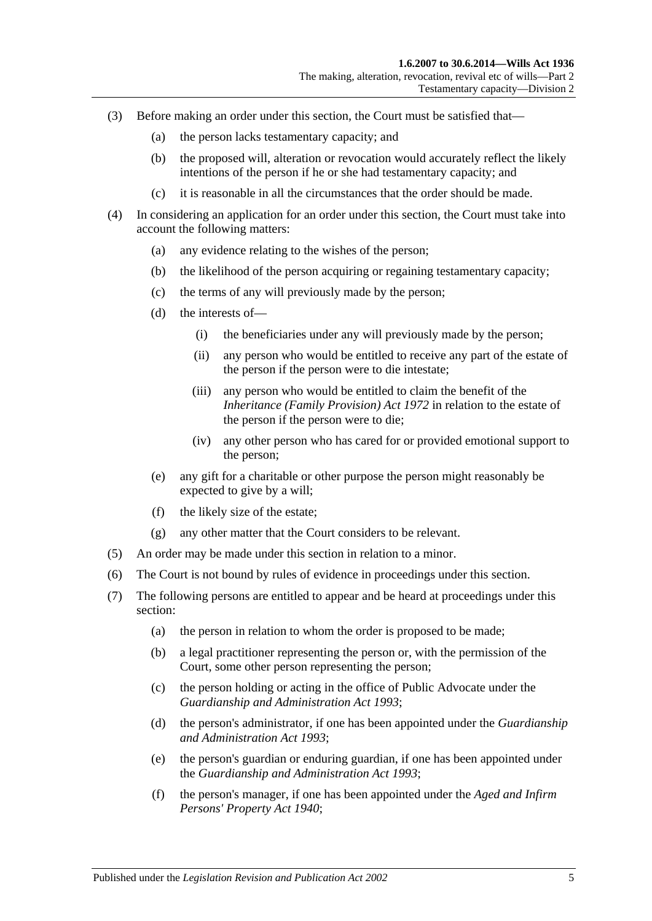(3) Before making an order under this section, the Court must be satisfied that—

(a) the person lacks testamentary capacity; and

(b) the proposed will, alteration or revocation would accurately reflect the likely intentions of the person if he or she had testamentary capacity; and

(c) it is reasonable in all the circumstances that the order should be made.

(4) In considering an application for an order under this section, the Court must take into account the following matters:

(a) any evidence relating to the wishes of the person;

(b) the likelihood of the person acquiring or regaining testamentary capacity;

(c) the terms of any will previously made by the person;

(d) the interests of—

(i) the beneficiaries under any will previously made by the person;

(ii) any person who would be entitled to receive any part of the estate of the person if the person were to die intestate;

(iii) any person who would be entitled to claim the benefit of the *Inheritance (Family Provision) Act 1972* in relation to the estate of the person if the person were to die;

(iv) any other person who has cared for or provided emotional support to the person;

(e) any gift for a charitable or other purpose the person might reasonably be expected to give by a will;

(f) the likely size of the estate;

(g) any other matter that the Court considers to be relevant.

(5) An order may be made under this section in relation to a minor.

(6) The Court is not bound by rules of evidence in proceedings under this section.

(7) The following persons are entitled to appear and be heard at proceedings under this section:

(a) the person in relation to whom the order is proposed to be made;

(b) a legal practitioner representing the person or, with the permission of the Court, some other person representing the person;

(c) the person holding or acting in the office of Public Advocate under the *Guardianship and Administration Act 1993*;

(d) the person's administrator, if one has been appointed under the *Guardianship and Administration Act 1993*;

(e) the person's guardian or enduring guardian, if one has been appointed under the *Guardianship and Administration Act 1993*;

(f) the person's manager, if one has been appointed under the *Aged and Infirm Persons' Property Act 1940*;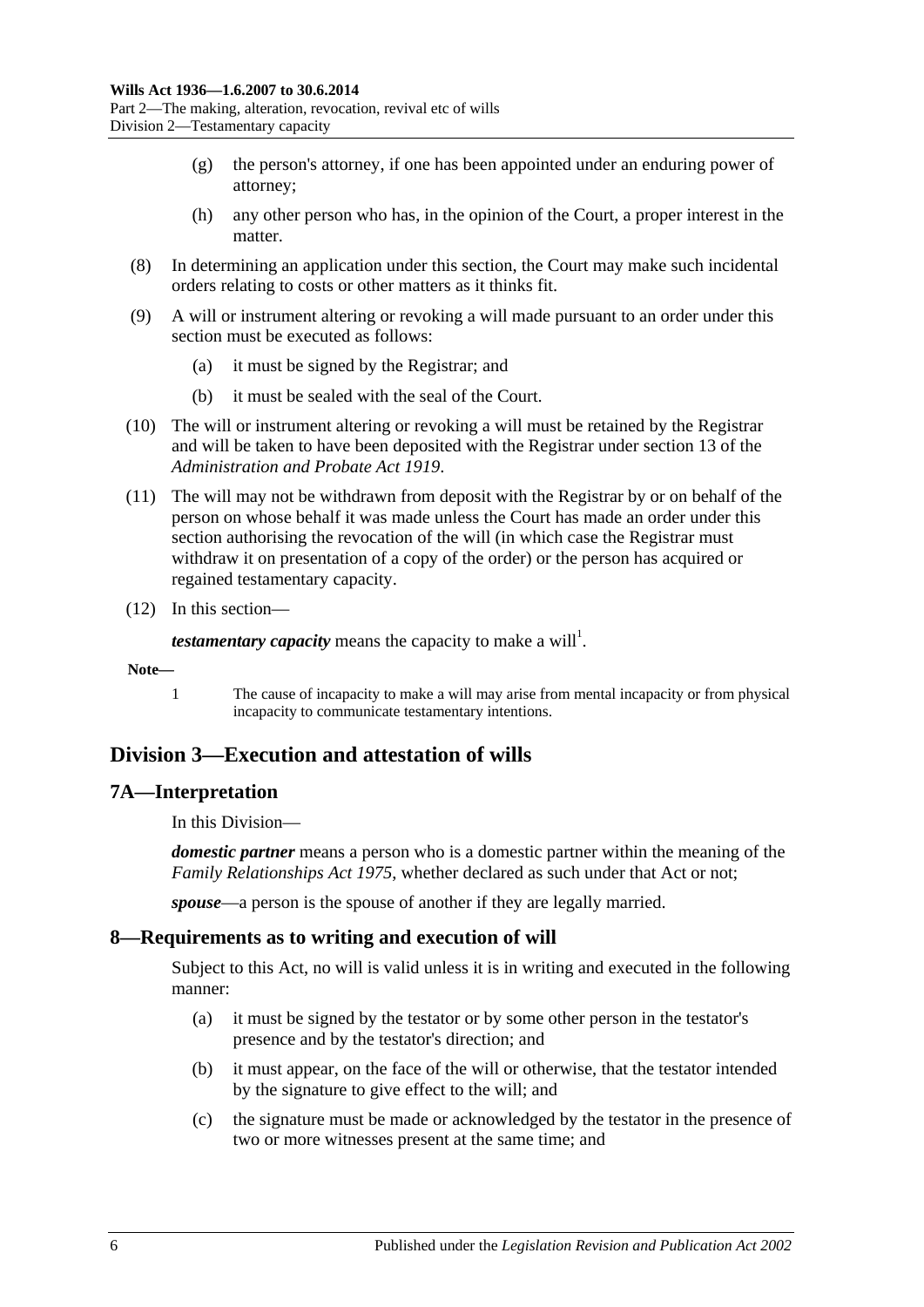(g) the person's attorney, if one has been appointed under an enduring power of attorney;

(h) any other person who has, in the opinion of the Court, a proper interest in the matter.

(8) In determining an application under this section, the Court may make such incidental orders relating to costs or other matters as it thinks fit.

(9) A will or instrument altering or revoking a will made pursuant to an order under this section must be executed as follows:

(a) it must be signed by the Registrar; and

(b) it must be sealed with the seal of the Court.

(10) The will or instrument altering or revoking a will must be retained by the Registrar and will be taken to have been deposited with the Registrar under section 13 of the *Administration and Probate Act 1919*.

(11) The will may not be withdrawn from deposit with the Registrar by or on behalf of the person on whose behalf it was made unless the Court has made an order under this section authorising the revocation of the will (in which case the Registrar must withdraw it on presentation of a copy of the order) or the person has acquired or regained testamentary capacity.

(12) In this section—

***testamentary capacity*** means the capacity to make a will[1].

**Note—**

1 The cause of incapacity to make a will may arise from mental incapacity or from physical incapacity to communicate testamentary intentions.

## Division 3—Execution and attestation of wills

### 7A—Interpretation

In this Division—

***domestic partner*** means a person who is a domestic partner within the meaning of the *Family Relationships Act 1975*, whether declared as such under that Act or not;

***spouse***—a person is the spouse of another if they are legally married.

### 8—Requirements as to writing and execution of will

Subject to this Act, no will is valid unless it is in writing and executed in the following manner:

(a) it must be signed by the testator or by some other person in the testator's presence and by the testator's direction; and

(b) it must appear, on the face of the will or otherwise, that the testator intended by the signature to give effect to the will; and

(c) the signature must be made or acknowledged by the testator in the presence of two or more witnesses present at the same time; and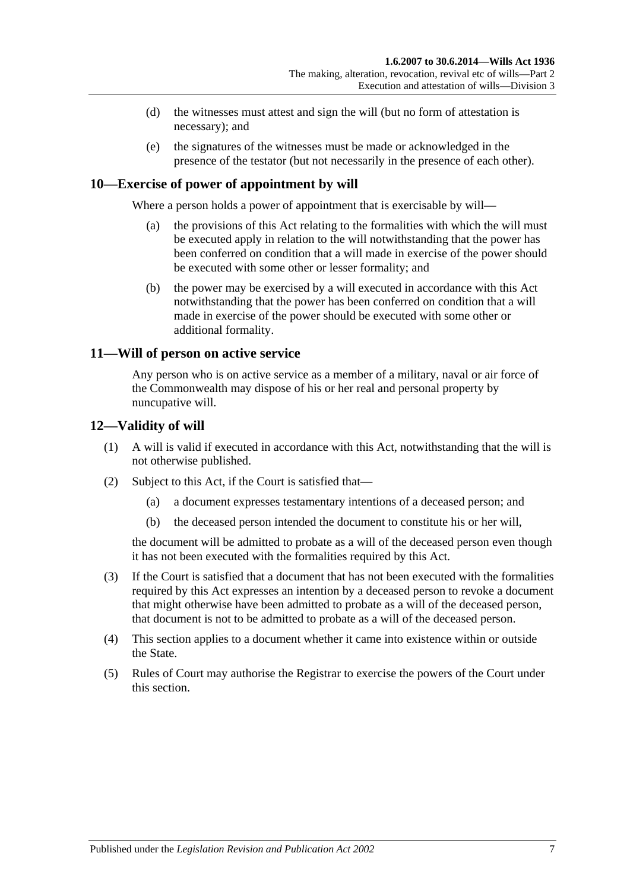(d) the witnesses must attest and sign the will (but no form of attestation is necessary); and

(e) the signatures of the witnesses must be made or acknowledged in the presence of the testator (but not necessarily in the presence of each other).

## 10—Exercise of power of appointment by will

Where a person holds a power of appointment that is exercisable by will—

(a) the provisions of this Act relating to the formalities with which the will must be executed apply in relation to the will notwithstanding that the power has been conferred on condition that a will made in exercise of the power should be executed with some other or lesser formality; and

(b) the power may be exercised by a will executed in accordance with this Act notwithstanding that the power has been conferred on condition that a will made in exercise of the power should be executed with some other or additional formality.

## 11—Will of person on active service

Any person who is on active service as a member of a military, naval or air force of the Commonwealth may dispose of his or her real and personal property by nuncupative will.

## 12—Validity of will

(1) A will is valid if executed in accordance with this Act, notwithstanding that the will is not otherwise published.

(2) Subject to this Act, if the Court is satisfied that—

(a) a document expresses testamentary intentions of a deceased person; and

(b) the deceased person intended the document to constitute his or her will,

the document will be admitted to probate as a will of the deceased person even though it has not been executed with the formalities required by this Act.

(3) If the Court is satisfied that a document that has not been executed with the formalities required by this Act expresses an intention by a deceased person to revoke a document that might otherwise have been admitted to probate as a will of the deceased person, that document is not to be admitted to probate as a will of the deceased person.

(4) This section applies to a document whether it came into existence within or outside the State.

(5) Rules of Court may authorise the Registrar to exercise the powers of the Court under this section.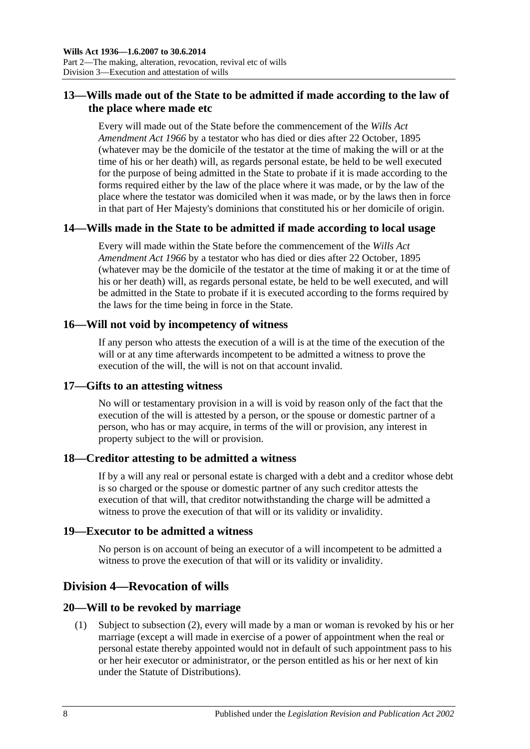## 13—Wills made out of the State to be admitted if made according to the law of the place where made etc

Every will made out of the State before the commencement of the *Wills Act Amendment Act 1966* by a testator who has died or dies after 22 October, 1895 (whatever may be the domicile of the testator at the time of making the will or at the time of his or her death) will, as regards personal estate, be held to be well executed for the purpose of being admitted in the State to probate if it is made according to the forms required either by the law of the place where it was made, or by the law of the place where the testator was domiciled when it was made, or by the laws then in force in that part of Her Majesty's dominions that constituted his or her domicile of origin.

## 14—Wills made in the State to be admitted if made according to local usage

Every will made within the State before the commencement of the *Wills Act Amendment Act 1966* by a testator who has died or dies after 22 October, 1895 (whatever may be the domicile of the testator at the time of making it or at the time of his or her death) will, as regards personal estate, be held to be well executed, and will be admitted in the State to probate if it is executed according to the forms required by the laws for the time being in force in the State.

## 16—Will not void by incompetency of witness

If any person who attests the execution of a will is at the time of the execution of the will or at any time afterwards incompetent to be admitted a witness to prove the execution of the will, the will is not on that account invalid.

## 17—Gifts to an attesting witness

No will or testamentary provision in a will is void by reason only of the fact that the execution of the will is attested by a person, or the spouse or domestic partner of a person, who has or may acquire, in terms of the will or provision, any interest in property subject to the will or provision.

## 18—Creditor attesting to be admitted a witness

If by a will any real or personal estate is charged with a debt and a creditor whose debt is so charged or the spouse or domestic partner of any such creditor attests the execution of that will, that creditor notwithstanding the charge will be admitted a witness to prove the execution of that will or its validity or invalidity.

## 19—Executor to be admitted a witness

No person is on account of being an executor of a will incompetent to be admitted a witness to prove the execution of that will or its validity or invalidity.

# Division 4—Revocation of wills

## 20—Will to be revoked by marriage

(1) Subject to subsection (2), every will made by a man or woman is revoked by his or her marriage (except a will made in exercise of a power of appointment when the real or personal estate thereby appointed would not in default of such appointment pass to his or her heir executor or administrator, or the person entitled as his or her next of kin under the Statute of Distributions).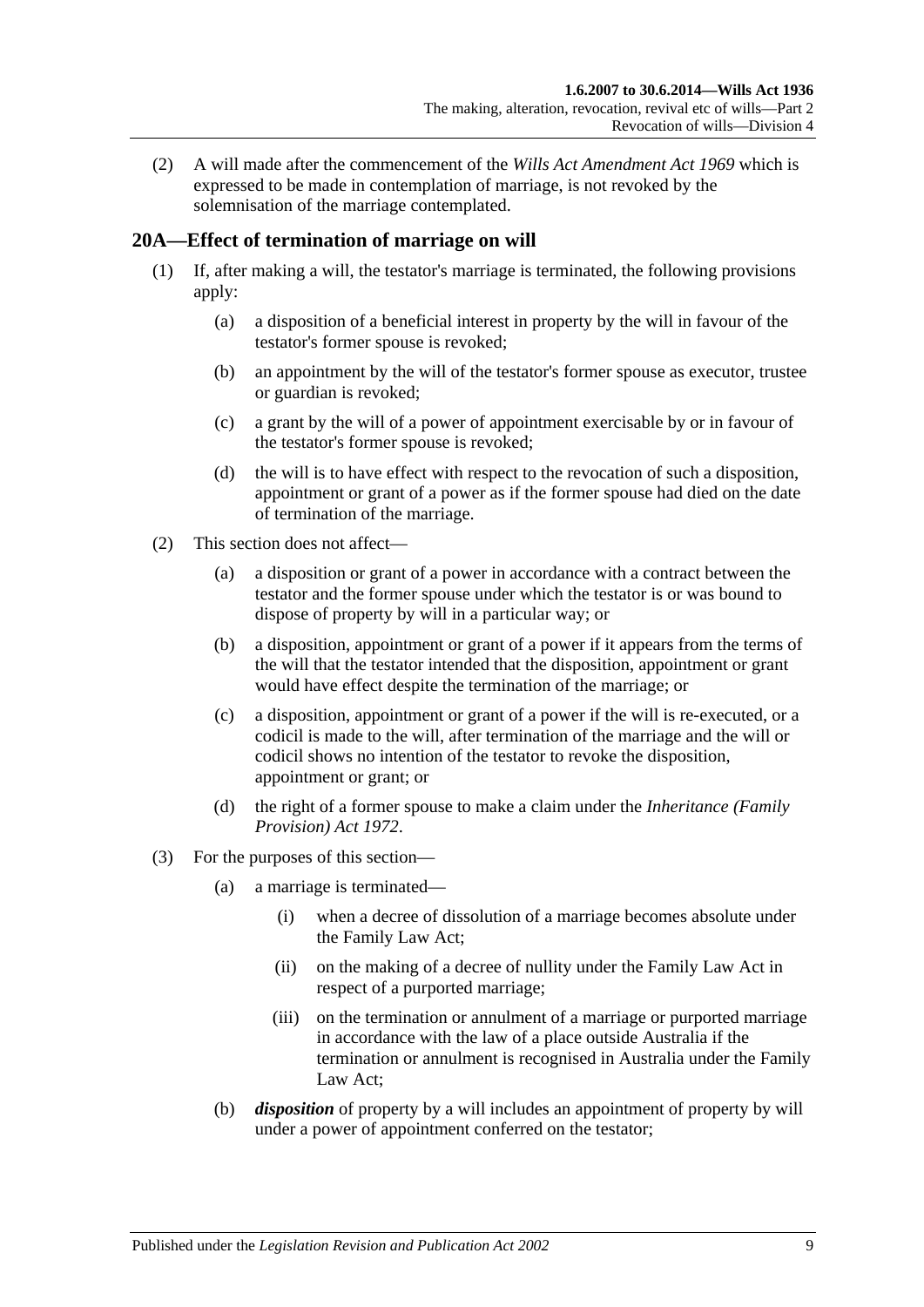(2) A will made after the commencement of the *Wills Act Amendment Act 1969* which is expressed to be made in contemplation of marriage, is not revoked by the solemnisation of the marriage contemplated.

## 20A—Effect of termination of marriage on will

(1) If, after making a will, the testator's marriage is terminated, the following provisions apply:

(a) a disposition of a beneficial interest in property by the will in favour of the testator's former spouse is revoked;

(b) an appointment by the will of the testator's former spouse as executor, trustee or guardian is revoked;

(c) a grant by the will of a power of appointment exercisable by or in favour of the testator's former spouse is revoked;

(d) the will is to have effect with respect to the revocation of such a disposition, appointment or grant of a power as if the former spouse had died on the date of termination of the marriage.

(2) This section does not affect—

(a) a disposition or grant of a power in accordance with a contract between the testator and the former spouse under which the testator is or was bound to dispose of property by will in a particular way; or

(b) a disposition, appointment or grant of a power if it appears from the terms of the will that the testator intended that the disposition, appointment or grant would have effect despite the termination of the marriage; or

(c) a disposition, appointment or grant of a power if the will is re-executed, or a codicil is made to the will, after termination of the marriage and the will or codicil shows no intention of the testator to revoke the disposition, appointment or grant; or

(d) the right of a former spouse to make a claim under the *Inheritance (Family Provision) Act 1972*.

(3) For the purposes of this section—

(a) a marriage is terminated—

(i) when a decree of dissolution of a marriage becomes absolute under the Family Law Act;

(ii) on the making of a decree of nullity under the Family Law Act in respect of a purported marriage;

(iii) on the termination or annulment of a marriage or purported marriage in accordance with the law of a place outside Australia if the termination or annulment is recognised in Australia under the Family Law Act;

(b) ***disposition*** of property by a will includes an appointment of property by will under a power of appointment conferred on the testator;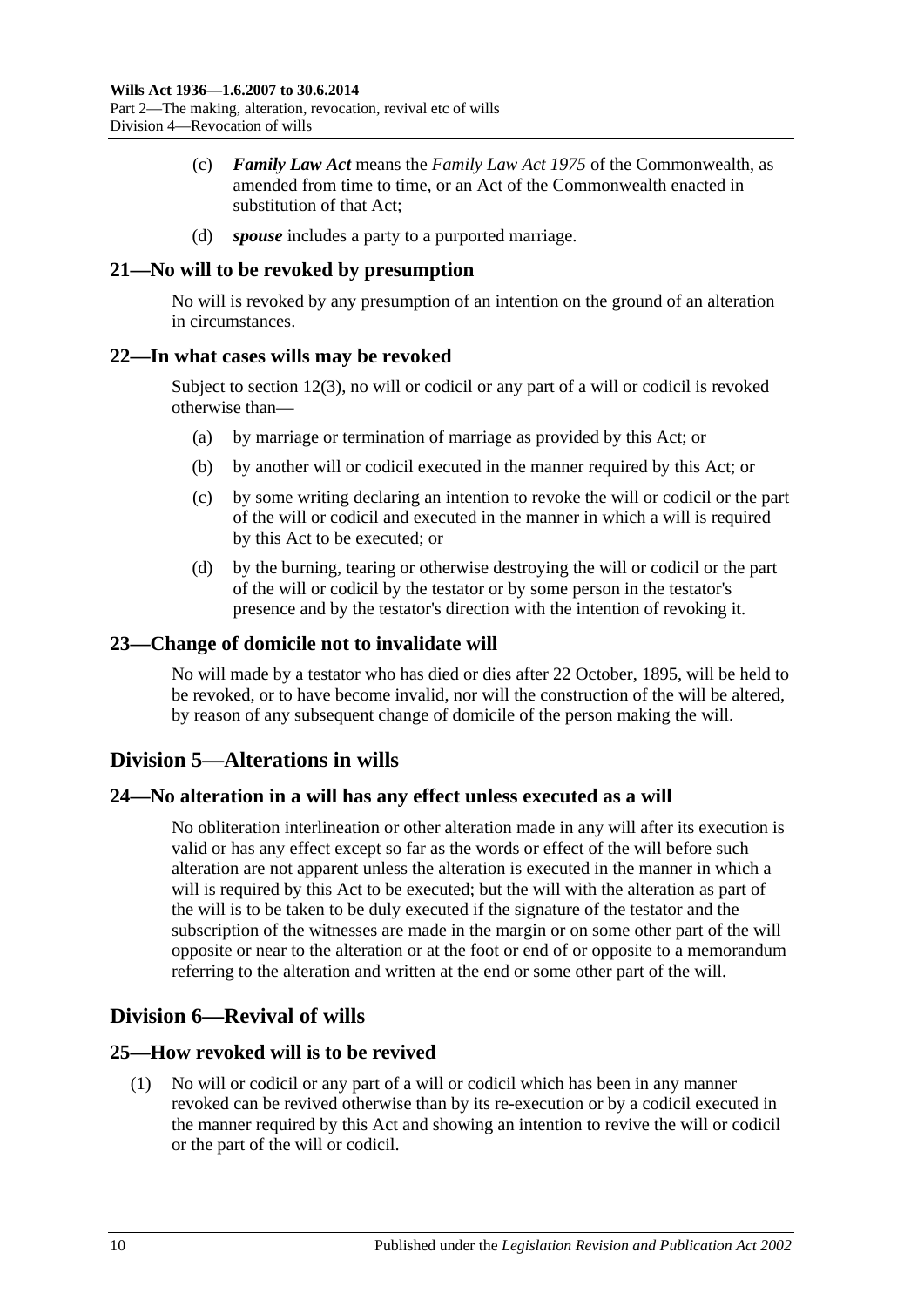(c) ***Family Law Act*** means the *Family Law Act 1975* of the Commonwealth, as amended from time to time, or an Act of the Commonwealth enacted in substitution of that Act;

(d) ***spouse*** includes a party to a purported marriage.

### 21—No will to be revoked by presumption

No will is revoked by any presumption of an intention on the ground of an alteration in circumstances.

### 22—In what cases wills may be revoked

Subject to section 12(3), no will or codicil or any part of a will or codicil is revoked otherwise than—

(a) by marriage or termination of marriage as provided by this Act; or

(b) by another will or codicil executed in the manner required by this Act; or

(c) by some writing declaring an intention to revoke the will or codicil or the part of the will or codicil and executed in the manner in which a will is required by this Act to be executed; or

(d) by the burning, tearing or otherwise destroying the will or codicil or the part of the will or codicil by the testator or by some person in the testator's presence and by the testator's direction with the intention of revoking it.

### 23—Change of domicile not to invalidate will

No will made by a testator who has died or dies after 22 October, 1895, will be held to be revoked, or to have become invalid, nor will the construction of the will be altered, by reason of any subsequent change of domicile of the person making the will.

## Division 5—Alterations in wills

### 24—No alteration in a will has any effect unless executed as a will

No obliteration interlineation or other alteration made in any will after its execution is valid or has any effect except so far as the words or effect of the will before such alteration are not apparent unless the alteration is executed in the manner in which a will is required by this Act to be executed; but the will with the alteration as part of the will is to be taken to be duly executed if the signature of the testator and the subscription of the witnesses are made in the margin or on some other part of the will opposite or near to the alteration or at the foot or end of or opposite to a memorandum referring to the alteration and written at the end or some other part of the will.

## Division 6—Revival of wills

### 25—How revoked will is to be revived

(1) No will or codicil or any part of a will or codicil which has been in any manner revoked can be revived otherwise than by its re-execution or by a codicil executed in the manner required by this Act and showing an intention to revive the will or codicil or the part of the will or codicil.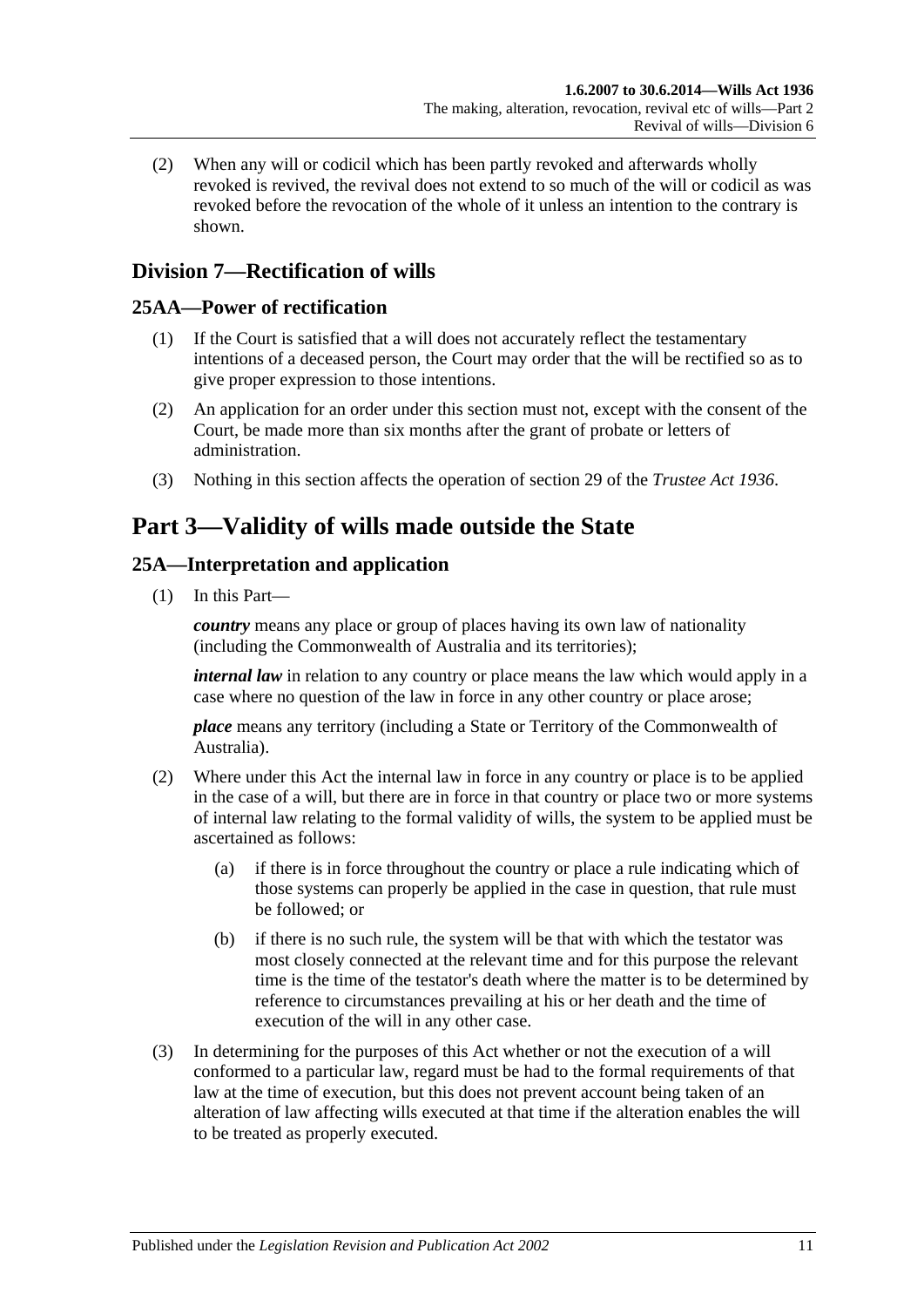(2) When any will or codicil which has been partly revoked and afterwards wholly revoked is revived, the revival does not extend to so much of the will or codicil as was revoked before the revocation of the whole of it unless an intention to the contrary is shown.

## Division 7—Rectification of wills

### 25AA—Power of rectification

(1) If the Court is satisfied that a will does not accurately reflect the testamentary intentions of a deceased person, the Court may order that the will be rectified so as to give proper expression to those intentions.

(2) An application for an order under this section must not, except with the consent of the Court, be made more than six months after the grant of probate or letters of administration.

(3) Nothing in this section affects the operation of section 29 of the *Trustee Act 1936*.

# Part 3—Validity of wills made outside the State

### 25A—Interpretation and application

(1) In this Part—

***country*** means any place or group of places having its own law of nationality (including the Commonwealth of Australia and its territories);

***internal law*** in relation to any country or place means the law which would apply in a case where no question of the law in force in any other country or place arose;

***place*** means any territory (including a State or Territory of the Commonwealth of Australia).

(2) Where under this Act the internal law in force in any country or place is to be applied in the case of a will, but there are in force in that country or place two or more systems of internal law relating to the formal validity of wills, the system to be applied must be ascertained as follows:

(a) if there is in force throughout the country or place a rule indicating which of those systems can properly be applied in the case in question, that rule must be followed; or

(b) if there is no such rule, the system will be that with which the testator was most closely connected at the relevant time and for this purpose the relevant time is the time of the testator's death where the matter is to be determined by reference to circumstances prevailing at his or her death and the time of execution of the will in any other case.

(3) In determining for the purposes of this Act whether or not the execution of a will conformed to a particular law, regard must be had to the formal requirements of that law at the time of execution, but this does not prevent account being taken of an alteration of law affecting wills executed at that time if the alteration enables the will to be treated as properly executed.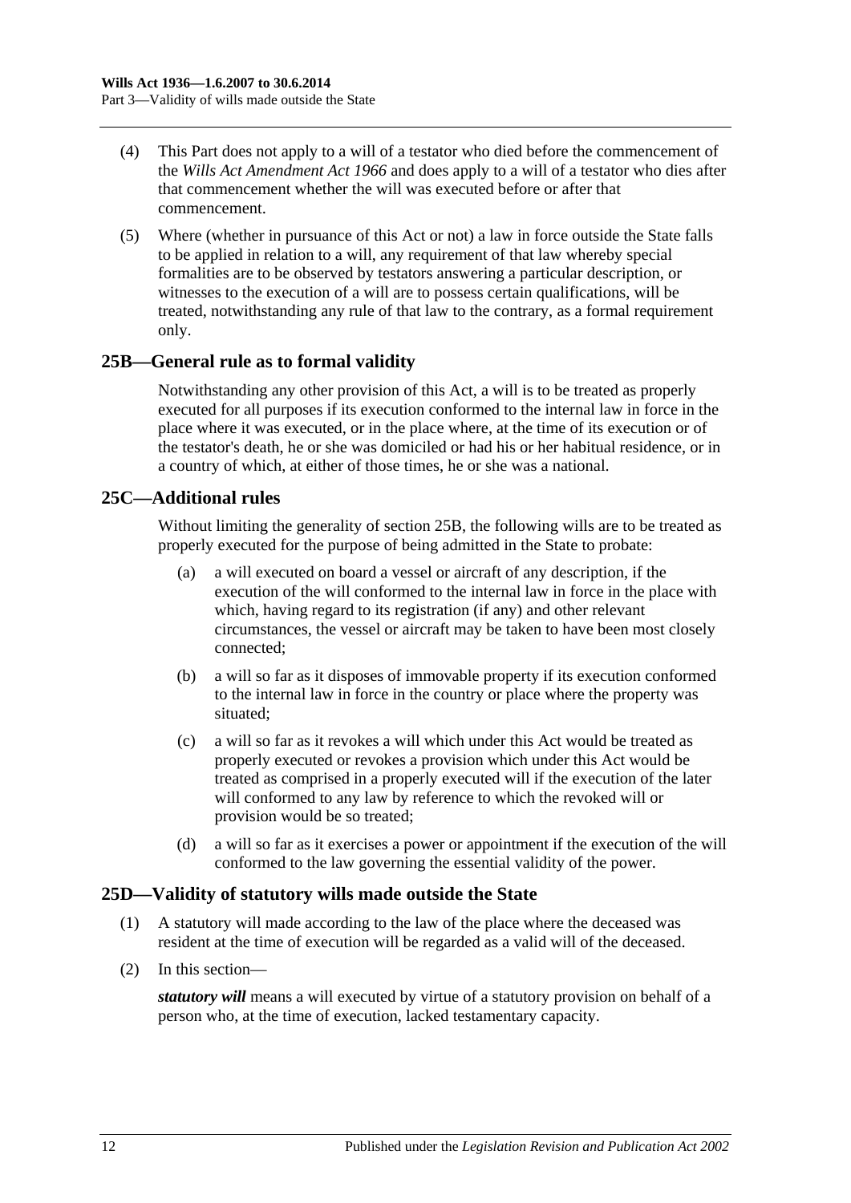(4) This Part does not apply to a will of a testator who died before the commencement of the *Wills Act Amendment Act 1966* and does apply to a will of a testator who dies after that commencement whether the will was executed before or after that commencement.

(5) Where (whether in pursuance of this Act or not) a law in force outside the State falls to be applied in relation to a will, any requirement of that law whereby special formalities are to be observed by testators answering a particular description, or witnesses to the execution of a will are to possess certain qualifications, will be treated, notwithstanding any rule of that law to the contrary, as a formal requirement only.

## 25B—General rule as to formal validity

Notwithstanding any other provision of this Act, a will is to be treated as properly executed for all purposes if its execution conformed to the internal law in force in the place where it was executed, or in the place where, at the time of its execution or of the testator's death, he or she was domiciled or had his or her habitual residence, or in a country of which, at either of those times, he or she was a national.

## 25C—Additional rules

Without limiting the generality of section 25B, the following wills are to be treated as properly executed for the purpose of being admitted in the State to probate:

(a) a will executed on board a vessel or aircraft of any description, if the execution of the will conformed to the internal law in force in the place with which, having regard to its registration (if any) and other relevant circumstances, the vessel or aircraft may be taken to have been most closely connected;

(b) a will so far as it disposes of immovable property if its execution conformed to the internal law in force in the country or place where the property was situated;

(c) a will so far as it revokes a will which under this Act would be treated as properly executed or revokes a provision which under this Act would be treated as comprised in a properly executed will if the execution of the later will conformed to any law by reference to which the revoked will or provision would be so treated;

(d) a will so far as it exercises a power or appointment if the execution of the will conformed to the law governing the essential validity of the power.

## 25D—Validity of statutory wills made outside the State

(1) A statutory will made according to the law of the place where the deceased was resident at the time of execution will be regarded as a valid will of the deceased.

(2) In this section—

***statutory will*** means a will executed by virtue of a statutory provision on behalf of a person who, at the time of execution, lacked testamentary capacity.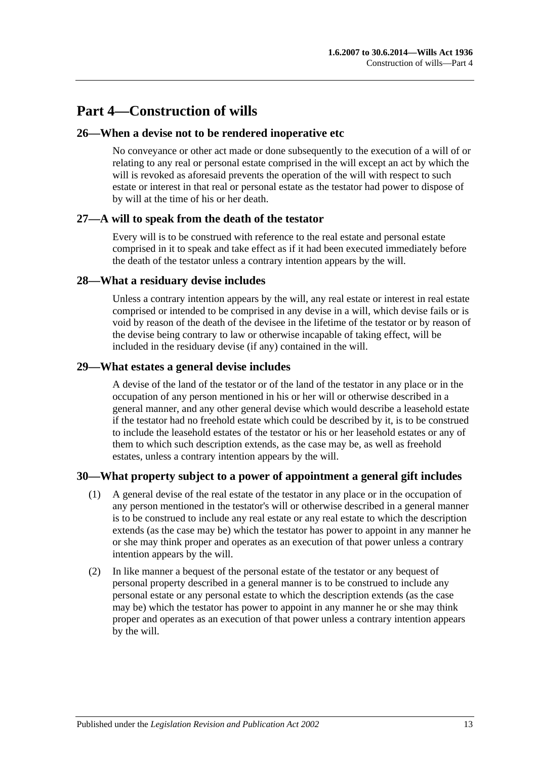# Part 4—Construction of wills

## 26—When a devise not to be rendered inoperative etc

No conveyance or other act made or done subsequently to the execution of a will of or relating to any real or personal estate comprised in the will except an act by which the will is revoked as aforesaid prevents the operation of the will with respect to such estate or interest in that real or personal estate as the testator had power to dispose of by will at the time of his or her death.

## 27—A will to speak from the death of the testator

Every will is to be construed with reference to the real estate and personal estate comprised in it to speak and take effect as if it had been executed immediately before the death of the testator unless a contrary intention appears by the will.

## 28—What a residuary devise includes

Unless a contrary intention appears by the will, any real estate or interest in real estate comprised or intended to be comprised in any devise in a will, which devise fails or is void by reason of the death of the devisee in the lifetime of the testator or by reason of the devise being contrary to law or otherwise incapable of taking effect, will be included in the residuary devise (if any) contained in the will.

## 29—What estates a general devise includes

A devise of the land of the testator or of the land of the testator in any place or in the occupation of any person mentioned in his or her will or otherwise described in a general manner, and any other general devise which would describe a leasehold estate if the testator had no freehold estate which could be described by it, is to be construed to include the leasehold estates of the testator or his or her leasehold estates or any of them to which such description extends, as the case may be, as well as freehold estates, unless a contrary intention appears by the will.

## 30—What property subject to a power of appointment a general gift includes

(1) A general devise of the real estate of the testator in any place or in the occupation of any person mentioned in the testator's will or otherwise described in a general manner is to be construed to include any real estate or any real estate to which the description extends (as the case may be) which the testator has power to appoint in any manner he or she may think proper and operates as an execution of that power unless a contrary intention appears by the will.

(2) In like manner a bequest of the personal estate of the testator or any bequest of personal property described in a general manner is to be construed to include any personal estate or any personal estate to which the description extends (as the case may be) which the testator has power to appoint in any manner he or she may think proper and operates as an execution of that power unless a contrary intention appears by the will.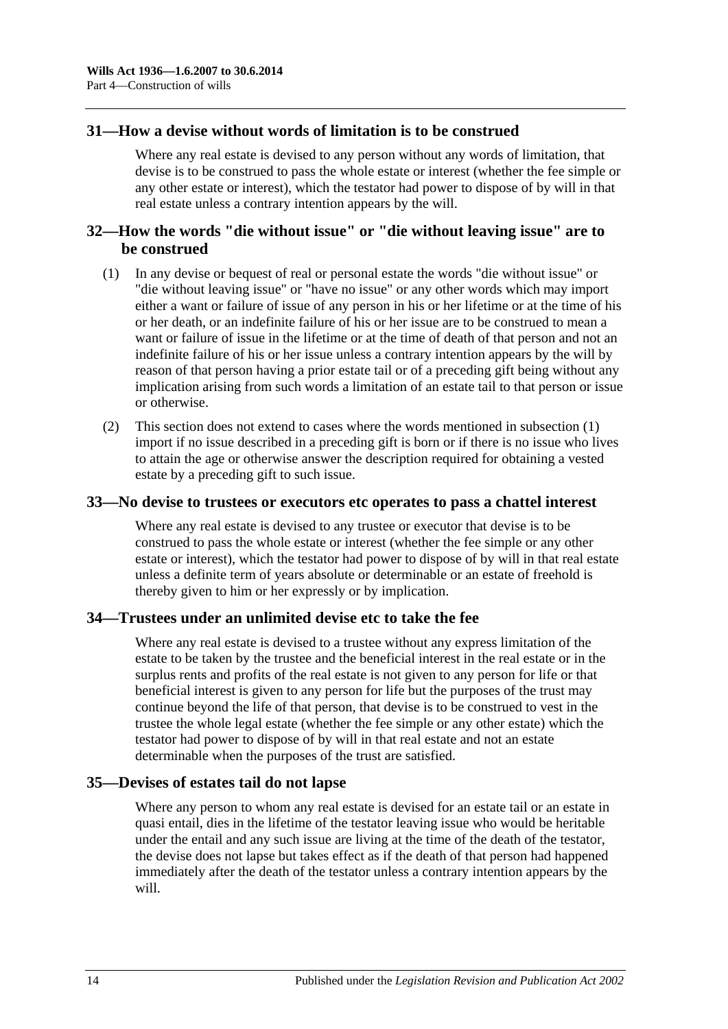## 31—How a devise without words of limitation is to be construed

Where any real estate is devised to any person without any words of limitation, that devise is to be construed to pass the whole estate or interest (whether the fee simple or any other estate or interest), which the testator had power to dispose of by will in that real estate unless a contrary intention appears by the will.

## 32—How the words "die without issue" or "die without leaving issue" are to be construed

(1) In any devise or bequest of real or personal estate the words "die without issue" or "die without leaving issue" or "have no issue" or any other words which may import either a want or failure of issue of any person in his or her lifetime or at the time of his or her death, or an indefinite failure of his or her issue are to be construed to mean a want or failure of issue in the lifetime or at the time of death of that person and not an indefinite failure of his or her issue unless a contrary intention appears by the will by reason of that person having a prior estate tail or of a preceding gift being without any implication arising from such words a limitation of an estate tail to that person or issue or otherwise.

(2) This section does not extend to cases where the words mentioned in subsection (1) import if no issue described in a preceding gift is born or if there is no issue who lives to attain the age or otherwise answer the description required for obtaining a vested estate by a preceding gift to such issue.

## 33—No devise to trustees or executors etc operates to pass a chattel interest

Where any real estate is devised to any trustee or executor that devise is to be construed to pass the whole estate or interest (whether the fee simple or any other estate or interest), which the testator had power to dispose of by will in that real estate unless a definite term of years absolute or determinable or an estate of freehold is thereby given to him or her expressly or by implication.

## 34—Trustees under an unlimited devise etc to take the fee

Where any real estate is devised to a trustee without any express limitation of the estate to be taken by the trustee and the beneficial interest in the real estate or in the surplus rents and profits of the real estate is not given to any person for life or that beneficial interest is given to any person for life but the purposes of the trust may continue beyond the life of that person, that devise is to be construed to vest in the trustee the whole legal estate (whether the fee simple or any other estate) which the testator had power to dispose of by will in that real estate and not an estate determinable when the purposes of the trust are satisfied.

## 35—Devises of estates tail do not lapse

Where any person to whom any real estate is devised for an estate tail or an estate in quasi entail, dies in the lifetime of the testator leaving issue who would be heritable under the entail and any such issue are living at the time of the death of the testator, the devise does not lapse but takes effect as if the death of that person had happened immediately after the death of the testator unless a contrary intention appears by the will.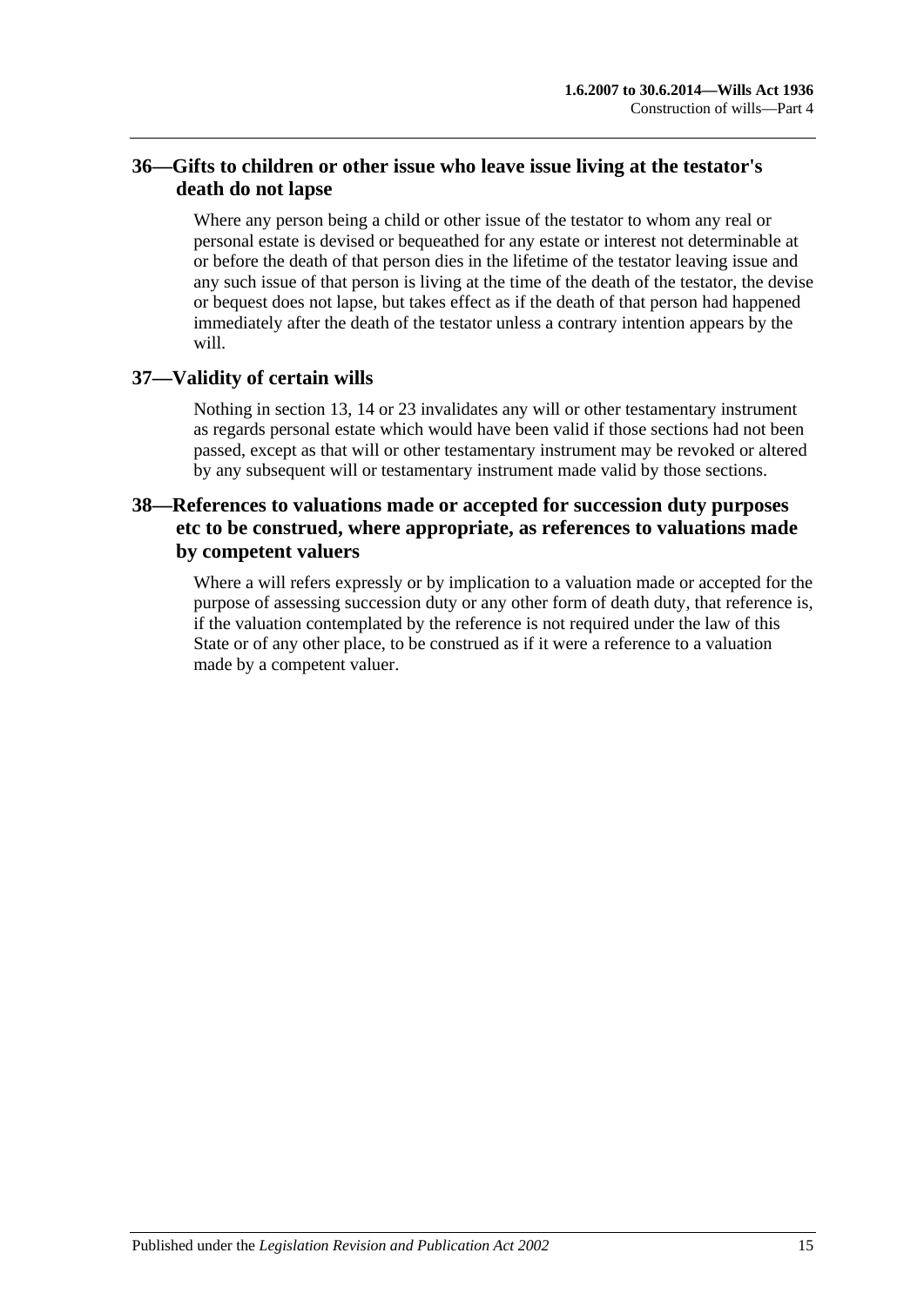## 36—Gifts to children or other issue who leave issue living at the testator's death do not lapse

Where any person being a child or other issue of the testator to whom any real or personal estate is devised or bequeathed for any estate or interest not determinable at or before the death of that person dies in the lifetime of the testator leaving issue and any such issue of that person is living at the time of the death of the testator, the devise or bequest does not lapse, but takes effect as if the death of that person had happened immediately after the death of the testator unless a contrary intention appears by the will.

## 37—Validity of certain wills

Nothing in section 13, 14 or 23 invalidates any will or other testamentary instrument as regards personal estate which would have been valid if those sections had not been passed, except as that will or other testamentary instrument may be revoked or altered by any subsequent will or testamentary instrument made valid by those sections.

## 38—References to valuations made or accepted for succession duty purposes etc to be construed, where appropriate, as references to valuations made by competent valuers

Where a will refers expressly or by implication to a valuation made or accepted for the purpose of assessing succession duty or any other form of death duty, that reference is, if the valuation contemplated by the reference is not required under the law of this State or of any other place, to be construed as if it were a reference to a valuation made by a competent valuer.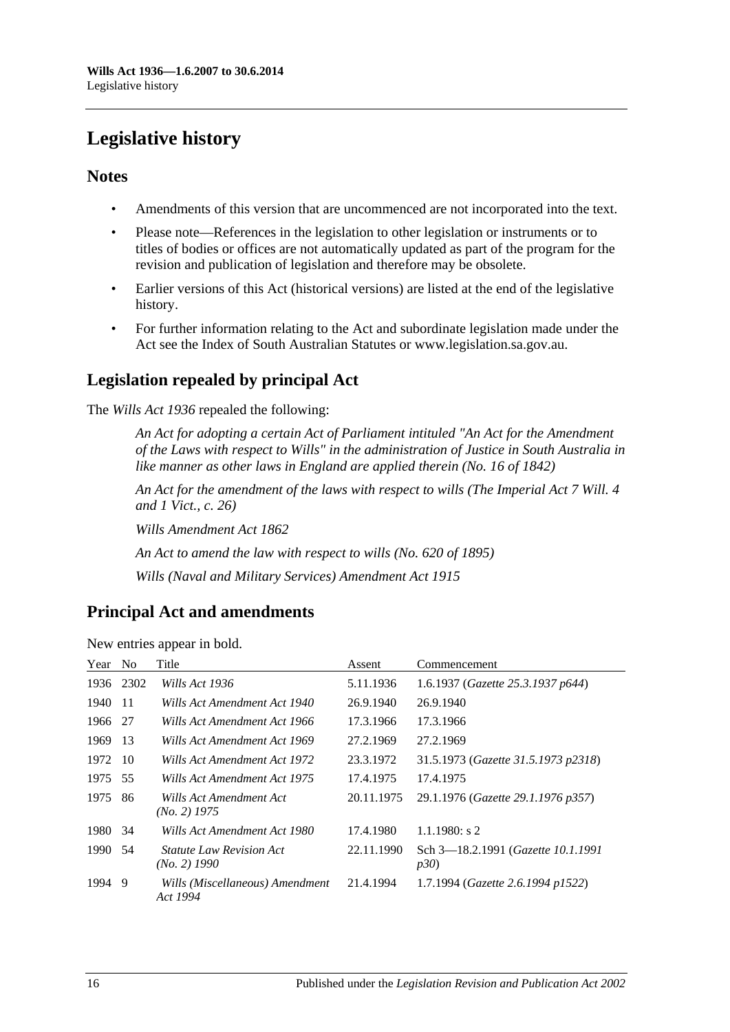# Legislative history

## Notes

- Amendments of this version that are uncommenced are not incorporated into the text.
- Please note—References in the legislation to other legislation or instruments or to titles of bodies or offices are not automatically updated as part of the program for the revision and publication of legislation and therefore may be obsolete.
- Earlier versions of this Act (historical versions) are listed at the end of the legislative history.
- For further information relating to the Act and subordinate legislation made under the Act see the Index of South Australian Statutes or www.legislation.sa.gov.au.

## Legislation repealed by principal Act

The *Wills Act 1936* repealed the following:

> *An Act for adopting a certain Act of Parliament intituled "An Act for the Amendment of the Laws with respect to Wills" in the administration of Justice in South Australia in like manner as other laws in England are applied therein (No. 16 of 1842)*
>
> *An Act for the amendment of the laws with respect to wills (The Imperial Act 7 Will. 4 and 1 Vict., c. 26)*
>
> *Wills Amendment Act 1862*
>
> *An Act to amend the law with respect to wills (No. 620 of 1895)*
>
> *Wills (Naval and Military Services) Amendment Act 1915*

## Principal Act and amendments

New entries appear in bold.

| Year | No | Title | Assent | Commencement |
|---|---|---|---|---|
| 1936 | 2302 | *Wills Act 1936* | 5.11.1936 | 1.6.1937 (*Gazette 25.3.1937 p644*) |
| 1940 | 11 | *Wills Act Amendment Act 1940* | 26.9.1940 | 26.9.1940 |
| 1966 | 27 | *Wills Act Amendment Act 1966* | 17.3.1966 | 17.3.1966 |
| 1969 | 13 | *Wills Act Amendment Act 1969* | 27.2.1969 | 27.2.1969 |
| 1972 | 10 | *Wills Act Amendment Act 1972* | 23.3.1972 | 31.5.1973 (*Gazette 31.5.1973 p2318*) |
| 1975 | 55 | *Wills Act Amendment Act 1975* | 17.4.1975 | 17.4.1975 |
| 1975 | 86 | *Wills Act Amendment Act (No. 2) 1975* | 20.11.1975 | 29.1.1976 (*Gazette 29.1.1976 p357*) |
| 1980 | 34 | *Wills Act Amendment Act 1980* | 17.4.1980 | 1.1.1980: s 2 |
| 1990 | 54 | *Statute Law Revision Act (No. 2) 1990* | 22.11.1990 | Sch 3—18.2.1991 (*Gazette 10.1.1991 p30*) |
| 1994 | 9 | *Wills (Miscellaneous) Amendment Act 1994* | 21.4.1994 | 1.7.1994 (*Gazette 2.6.1994 p1522*) |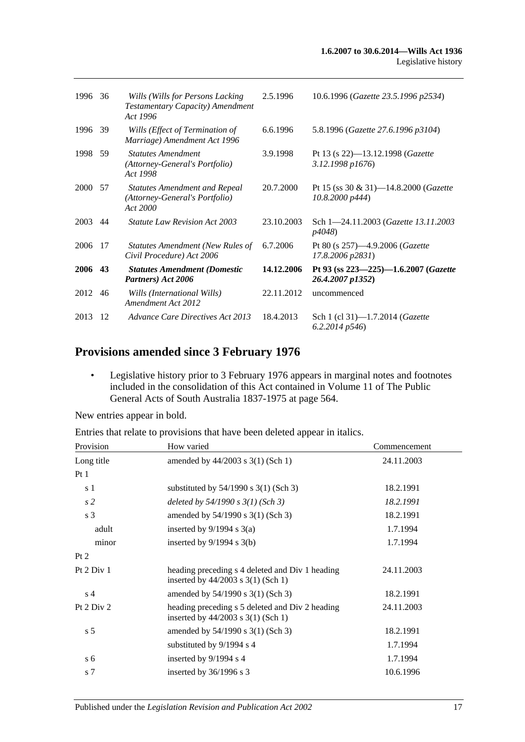| | | | | |
|---|---|---|---|---|
| 1996 | 36 | *Wills (Wills for Persons Lacking Testamentary Capacity) Amendment Act 1996* | 2.5.1996 | 10.6.1996 (*Gazette 23.5.1996 p2534*) |
| 1996 | 39 | *Wills (Effect of Termination of Marriage) Amendment Act 1996* | 6.6.1996 | 5.8.1996 (*Gazette 27.6.1996 p3104*) |
| 1998 | 59 | *Statutes Amendment (Attorney-General's Portfolio) Act 1998* | 3.9.1998 | Pt 13 (s 22)—13.12.1998 (*Gazette 3.12.1998 p1676*) |
| 2000 | 57 | *Statutes Amendment and Repeal (Attorney-General's Portfolio) Act 2000* | 20.7.2000 | Pt 15 (ss 30 & 31)—14.8.2000 (*Gazette 10.8.2000 p444*) |
| 2003 | 44 | *Statute Law Revision Act 2003* | 23.10.2003 | Sch 1—24.11.2003 (*Gazette 13.11.2003 p4048*) |
| 2006 | 17 | *Statutes Amendment (New Rules of Civil Procedure) Act 2006* | 6.7.2006 | Pt 80 (s 257)—4.9.2006 (*Gazette 17.8.2006 p2831*) |
| **2006** | **43** | ***Statutes Amendment (Domestic Partners) Act 2006*** | **14.12.2006** | **Pt 93 (ss 223—225)—1.6.2007 (*Gazette 26.4.2007 p1352*)** |
| 2012 | 46 | *Wills (International Wills) Amendment Act 2012* | 22.11.2012 | uncommenced |
| 2013 | 12 | *Advance Care Directives Act 2013* | 18.4.2013 | Sch 1 (cl 31)—1.7.2014 (*Gazette 6.2.2014 p546*) |

## Provisions amended since 3 February 1976

- Legislative history prior to 3 February 1976 appears in marginal notes and footnotes included in the consolidation of this Act contained in Volume 11 of The Public General Acts of South Australia 1837-1975 at page 564.

New entries appear in bold.

Entries that relate to provisions that have been deleted appear in italics.

| Provision | How varied | Commencement |
|---|---|---|
| Long title | amended by 44/2003 s 3(1) (Sch 1) | 24.11.2003 |
| Pt 1 | | |
| s 1 | substituted by 54/1990 s 3(1) (Sch 3) | 18.2.1991 |
| *s 2* | *deleted by 54/1990 s 3(1) (Sch 3)* | *18.2.1991* |
| s 3 | amended by 54/1990 s 3(1) (Sch 3) | 18.2.1991 |
| adult | inserted by 9/1994 s 3(a) | 1.7.1994 |
| minor | inserted by 9/1994 s 3(b) | 1.7.1994 |
| Pt 2 | | |
| Pt 2 Div 1 | heading preceding s 4 deleted and Div 1 heading inserted by 44/2003 s 3(1) (Sch 1) | 24.11.2003 |
| s 4 | amended by 54/1990 s 3(1) (Sch 3) | 18.2.1991 |
| Pt 2 Div 2 | heading preceding s 5 deleted and Div 2 heading inserted by 44/2003 s 3(1) (Sch 1) | 24.11.2003 |
| s 5 | amended by 54/1990 s 3(1) (Sch 3) | 18.2.1991 |
| | substituted by 9/1994 s 4 | 1.7.1994 |
| s 6 | inserted by 9/1994 s 4 | 1.7.1994 |
| s 7 | inserted by 36/1996 s 3 | 10.6.1996 |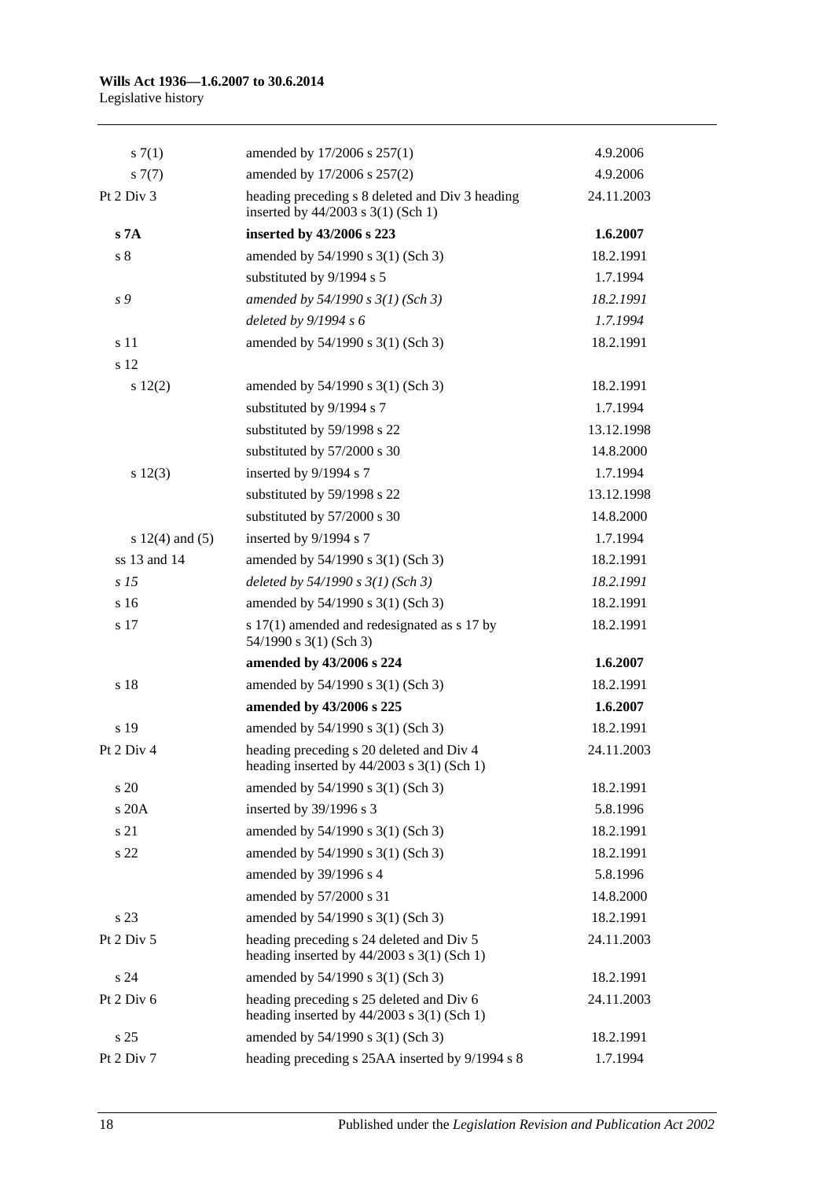| | | |
|---|---|---|
| s 7(1) | amended by 17/2006 s 257(1) | 4.9.2006 |
| s 7(7) | amended by 17/2006 s 257(2) | 4.9.2006 |
| Pt 2 Div 3 | heading preceding s 8 deleted and Div 3 heading inserted by 44/2003 s 3(1) (Sch 1) | 24.11.2003 |
| **s 7A** | **inserted by 43/2006 s 223** | **1.6.2007** |
| s 8 | amended by 54/1990 s 3(1) (Sch 3) | 18.2.1991 |
| | substituted by 9/1994 s 5 | 1.7.1994 |
| *s 9* | *amended by 54/1990 s 3(1) (Sch 3)* | *18.2.1991* |
| | *deleted by 9/1994 s 6* | *1.7.1994* |
| s 11 | amended by 54/1990 s 3(1) (Sch 3) | 18.2.1991 |
| s 12 | | |
| s 12(2) | amended by 54/1990 s 3(1) (Sch 3) | 18.2.1991 |
| | substituted by 9/1994 s 7 | 1.7.1994 |
| | substituted by 59/1998 s 22 | 13.12.1998 |
| | substituted by 57/2000 s 30 | 14.8.2000 |
| s 12(3) | inserted by 9/1994 s 7 | 1.7.1994 |
| | substituted by 59/1998 s 22 | 13.12.1998 |
| | substituted by 57/2000 s 30 | 14.8.2000 |
| s 12(4) and (5) | inserted by 9/1994 s 7 | 1.7.1994 |
| ss 13 and 14 | amended by 54/1990 s 3(1) (Sch 3) | 18.2.1991 |
| *s 15* | *deleted by 54/1990 s 3(1) (Sch 3)* | *18.2.1991* |
| s 16 | amended by 54/1990 s 3(1) (Sch 3) | 18.2.1991 |
| s 17 | s 17(1) amended and redesignated as s 17 by 54/1990 s 3(1) (Sch 3) | 18.2.1991 |
| | **amended by 43/2006 s 224** | **1.6.2007** |
| s 18 | amended by 54/1990 s 3(1) (Sch 3) | 18.2.1991 |
| | **amended by 43/2006 s 225** | **1.6.2007** |
| s 19 | amended by 54/1990 s 3(1) (Sch 3) | 18.2.1991 |
| Pt 2 Div 4 | heading preceding s 20 deleted and Div 4 heading inserted by 44/2003 s 3(1) (Sch 1) | 24.11.2003 |
| s 20 | amended by 54/1990 s 3(1) (Sch 3) | 18.2.1991 |
| s 20A | inserted by 39/1996 s 3 | 5.8.1996 |
| s 21 | amended by 54/1990 s 3(1) (Sch 3) | 18.2.1991 |
| s 22 | amended by 54/1990 s 3(1) (Sch 3) | 18.2.1991 |
| | amended by 39/1996 s 4 | 5.8.1996 |
| | amended by 57/2000 s 31 | 14.8.2000 |
| s 23 | amended by 54/1990 s 3(1) (Sch 3) | 18.2.1991 |
| Pt 2 Div 5 | heading preceding s 24 deleted and Div 5 heading inserted by 44/2003 s 3(1) (Sch 1) | 24.11.2003 |
| s 24 | amended by 54/1990 s 3(1) (Sch 3) | 18.2.1991 |
| Pt 2 Div 6 | heading preceding s 25 deleted and Div 6 heading inserted by 44/2003 s 3(1) (Sch 1) | 24.11.2003 |
| s 25 | amended by 54/1990 s 3(1) (Sch 3) | 18.2.1991 |
| Pt 2 Div 7 | heading preceding s 25AA inserted by 9/1994 s 8 | 1.7.1994 |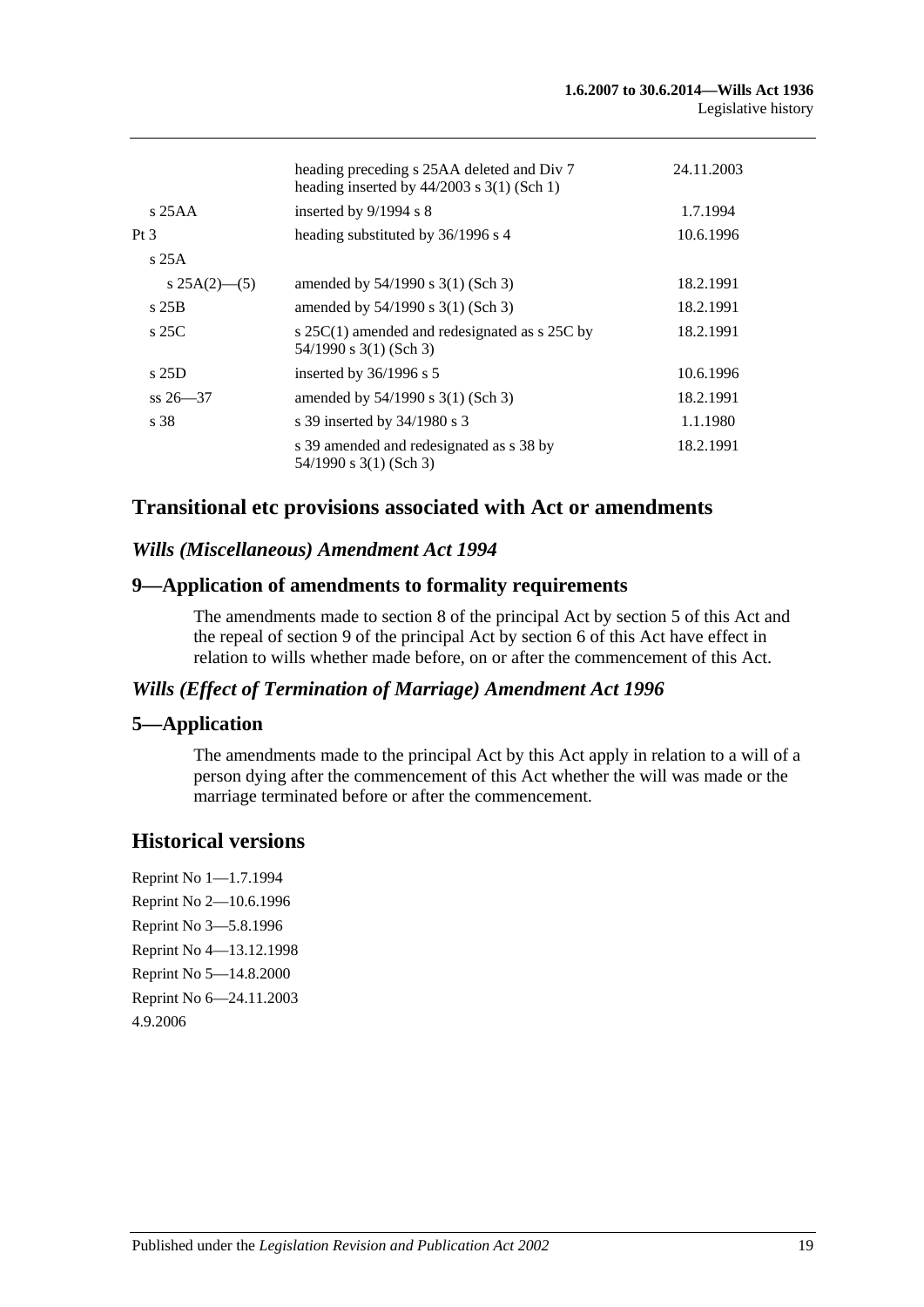| | | |
|---|---|---|
| | heading preceding s 25AA deleted and Div 7 heading inserted by 44/2003 s 3(1) (Sch 1) | 24.11.2003 |
| s 25AA | inserted by 9/1994 s 8 | 1.7.1994 |
| Pt 3 | heading substituted by 36/1996 s 4 | 10.6.1996 |
| s 25A | | |
| s 25A(2)—(5) | amended by 54/1990 s 3(1) (Sch 3) | 18.2.1991 |
| s 25B | amended by 54/1990 s 3(1) (Sch 3) | 18.2.1991 |
| s 25C | s 25C(1) amended and redesignated as s 25C by 54/1990 s 3(1) (Sch 3) | 18.2.1991 |
| s 25D | inserted by 36/1996 s 5 | 10.6.1996 |
| ss 26—37 | amended by 54/1990 s 3(1) (Sch 3) | 18.2.1991 |
| s 38 | s 39 inserted by 34/1980 s 3 | 1.1.1980 |
| | s 39 amended and redesignated as s 38 by 54/1990 s 3(1) (Sch 3) | 18.2.1991 |

## Transitional etc provisions associated with Act or amendments

### *Wills (Miscellaneous) Amendment Act 1994*

### 9—Application of amendments to formality requirements

The amendments made to section 8 of the principal Act by section 5 of this Act and the repeal of section 9 of the principal Act by section 6 of this Act have effect in relation to wills whether made before, on or after the commencement of this Act.

### *Wills (Effect of Termination of Marriage) Amendment Act 1996*

### 5—Application

The amendments made to the principal Act by this Act apply in relation to a will of a person dying after the commencement of this Act whether the will was made or the marriage terminated before or after the commencement.

## Historical versions

Reprint No 1—1.7.1994

Reprint No 2—10.6.1996

Reprint No 3—5.8.1996

Reprint No 4—13.12.1998

Reprint No 5—14.8.2000

Reprint No 6—24.11.2003

4.9.2006